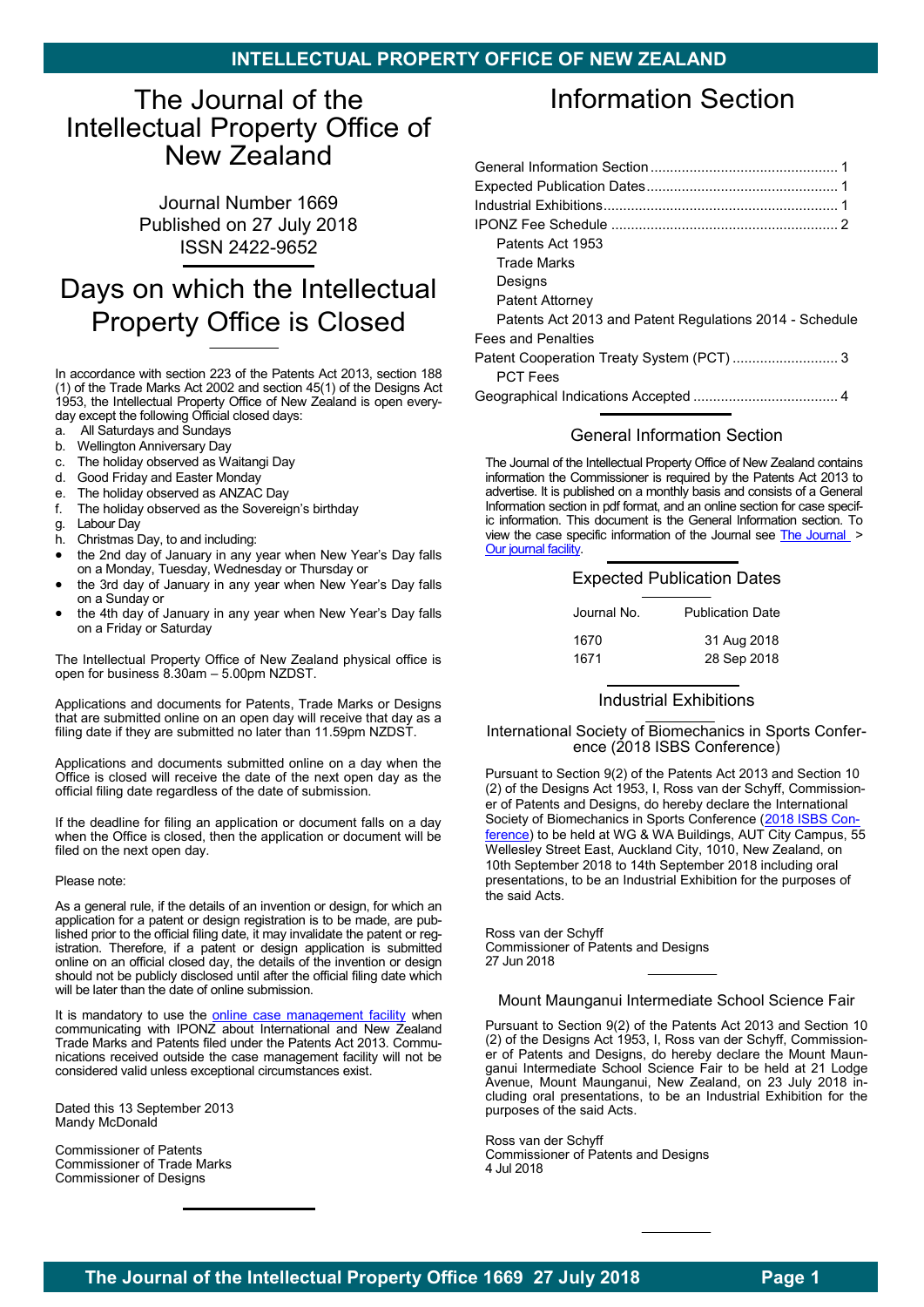# The Journal of the Intellectual Property Office of New Zealand

Journal Number 1669
Published on 27 July 2018
ISSN 2422-9652

## Days on which the Intellectual Property Office is Closed

In accordance with section 223 of the Patents Act 2013, section 188 (1) of the Trade Marks Act 2002 and section 45(1) of the Designs Act 1953, the Intellectual Property Office of New Zealand is open everyday except the following Official closed days:

a. All Saturdays and Sundays
b. Wellington Anniversary Day
c. The holiday observed as Waitangi Day
d. Good Friday and Easter Monday
e. The holiday observed as ANZAC Day
f. The holiday observed as the Sovereign's birthday
g. Labour Day
h. Christmas Day, to and including:

- the 2nd day of January in any year when New Year's Day falls on a Monday, Tuesday, Wednesday or Thursday or
- the 3rd day of January in any year when New Year's Day falls on a Sunday or
- the 4th day of January in any year when New Year's Day falls on a Friday or Saturday

The Intellectual Property Office of New Zealand physical office is open for business 8.30am – 5.00pm NZDST.

Applications and documents for Patents, Trade Marks or Designs that are submitted online on an open day will receive that day as a filing date if they are submitted no later than 11.59pm NZDST.

Applications and documents submitted online on a day when the Office is closed will receive the date of the next open day as the official filing date regardless of the date of submission.

If the deadline for filing an application or document falls on a day when the Office is closed, then the application or document will be filed on the next open day.

Please note:

As a general rule, if the details of an invention or design, for which an application for a patent or design registration is to be made, are published prior to the official filing date, it may invalidate the patent or registration. Therefore, if a patent or design application is submitted online on an official closed day, the details of the invention or design should not be publicly disclosed until after the official filing date which will be later than the date of online submission.

It is mandatory to use the online case management facility when communicating with IPONZ about International and New Zealand Trade Marks and Patents filed under the Patents Act 2013. Communications received outside the case management facility will not be considered valid unless exceptional circumstances exist.

Dated this 13 September 2013
Mandy McDonald

Commissioner of Patents
Commissioner of Trade Marks
Commissioner of Designs

# Information Section

- General Information Section ........ 1
- Expected Publication Dates ........ 1
- Industrial Exhibitions ........ 1
- IPONZ Fee Schedule ........ 2
  - Patents Act 1953
  - Trade Marks
  - Designs
  - Patent Attorney
  - Patents Act 2013 and Patent Regulations 2014 - Schedule
- Fees and Penalties
- Patent Cooperation Treaty System (PCT) ........ 3
  - PCT Fees
- Geographical Indications Accepted ........ 4

## General Information Section

The Journal of the Intellectual Property Office of New Zealand contains information the Commissioner is required by the Patents Act 2013 to advertise. It is published on a monthly basis and consists of a General Information section in pdf format, and an online section for case specific information. This document is the General Information section. To view the case specific information of the Journal see The Journal > Our journal facility.

## Expected Publication Dates

| Journal No. | Publication Date |
|---|---|
| 1670 | 31 Aug 2018 |
| 1671 | 28 Sep 2018 |

## Industrial Exhibitions

### International Society of Biomechanics in Sports Conference (2018 ISBS Conference)

Pursuant to Section 9(2) of the Patents Act 2013 and Section 10 (2) of the Designs Act 1953, I, Ross van der Schyff, Commissioner of Patents and Designs, do hereby declare the International Society of Biomechanics in Sports Conference (2018 ISBS Conference) to be held at WG & WA Buildings, AUT City Campus, 55 Wellesley Street East, Auckland City, 1010, New Zealand, on 10th September 2018 to 14th September 2018 including oral presentations, to be an Industrial Exhibition for the purposes of the said Acts.

Ross van der Schyff
Commissioner of Patents and Designs
27 Jun 2018

### Mount Maunganui Intermediate School Science Fair

Pursuant to Section 9(2) of the Patents Act 2013 and Section 10 (2) of the Designs Act 1953, I, Ross van der Schyff, Commissioner of Patents and Designs, do hereby declare the Mount Maunganui Intermediate School Science Fair to be held at 21 Lodge Avenue, Mount Maunganui, New Zealand, on 23 July 2018 including oral presentations, to be an Industrial Exhibition for the purposes of the said Acts.

Ross van der Schyff
Commissioner of Patents and Designs
4 Jul 2018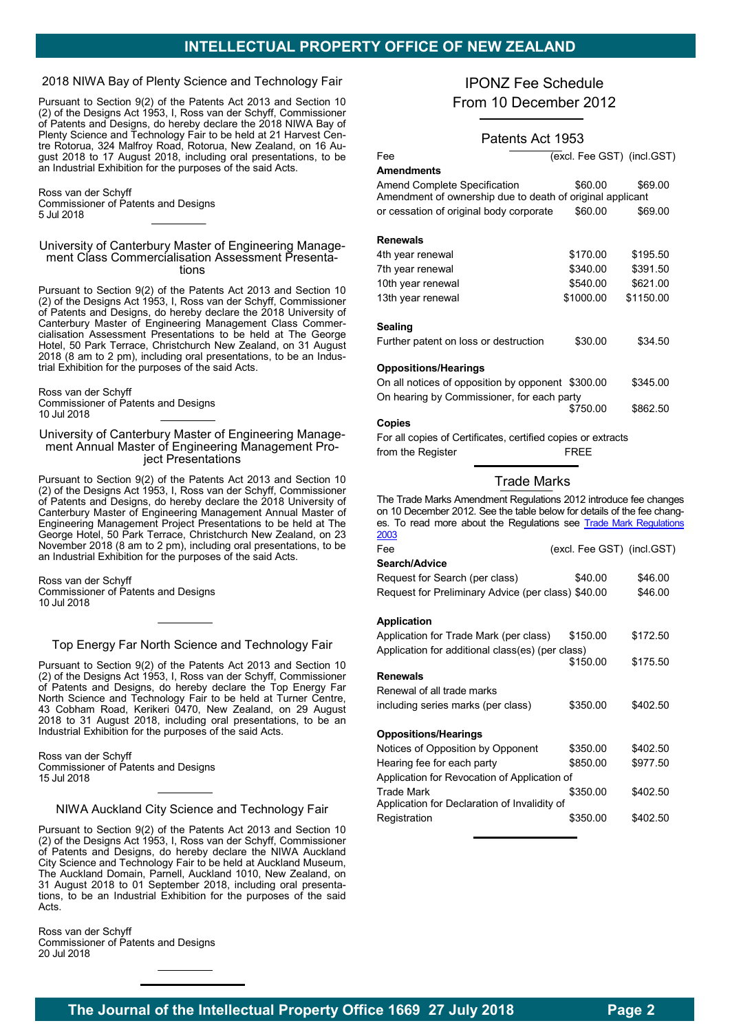## 2018 NIWA Bay of Plenty Science and Technology Fair

Pursuant to Section 9(2) of the Patents Act 2013 and Section 10 (2) of the Designs Act 1953, I, Ross van der Schyff, Commissioner of Patents and Designs, do hereby declare the 2018 NIWA Bay of Plenty Science and Technology Fair to be held at 21 Harvest Centre Rotorua, 324 Malfroy Road, Rotorua, New Zealand, on 16 August 2018 to 17 August 2018, including oral presentations, to be an Industrial Exhibition for the purposes of the said Acts.

Ross van der Schyff
Commissioner of Patents and Designs
5 Jul 2018

## University of Canterbury Master of Engineering Management Class Commercialisation Assessment Presentations

Pursuant to Section 9(2) of the Patents Act 2013 and Section 10 (2) of the Designs Act 1953, I, Ross van der Schyff, Commissioner of Patents and Designs, do hereby declare the 2018 University of Canterbury Master of Engineering Management Class Commercialisation Assessment Presentations to be held at The George Hotel, 50 Park Terrace, Christchurch New Zealand, on 31 August 2018 (8 am to 2 pm), including oral presentations, to be an Industrial Exhibition for the purposes of the said Acts.

Ross van der Schyff
Commissioner of Patents and Designs
10 Jul 2018

## University of Canterbury Master of Engineering Management Annual Master of Engineering Management Project Presentations

Pursuant to Section 9(2) of the Patents Act 2013 and Section 10 (2) of the Designs Act 1953, I, Ross van der Schyff, Commissioner of Patents and Designs, do hereby declare the 2018 University of Canterbury Master of Engineering Management Annual Master of Engineering Management Project Presentations to be held at The George Hotel, 50 Park Terrace, Christchurch New Zealand, on 23 November 2018 (8 am to 2 pm), including oral presentations, to be an Industrial Exhibition for the purposes of the said Acts.

Ross van der Schyff
Commissioner of Patents and Designs
10 Jul 2018

## Top Energy Far North Science and Technology Fair

Pursuant to Section 9(2) of the Patents Act 2013 and Section 10 (2) of the Designs Act 1953, I, Ross van der Schyff, Commissioner of Patents and Designs, do hereby declare the Top Energy Far North Science and Technology Fair to be held at Turner Centre, 43 Cobham Road, Kerikeri 0470, New Zealand, on 29 August 2018 to 31 August 2018, including oral presentations, to be an Industrial Exhibition for the purposes of the said Acts.

Ross van der Schyff
Commissioner of Patents and Designs
15 Jul 2018

## NIWA Auckland City Science and Technology Fair

Pursuant to Section 9(2) of the Patents Act 2013 and Section 10 (2) of the Designs Act 1953, I, Ross van der Schyff, Commissioner of Patents and Designs, do hereby declare the NIWA Auckland City Science and Technology Fair to be held at Auckland Museum, The Auckland Domain, Parnell, Auckland 1010, New Zealand, on 31 August 2018 to 01 September 2018, including oral presentations, to be an Industrial Exhibition for the purposes of the said Acts.

Ross van der Schyff
Commissioner of Patents and Designs
20 Jul 2018

# IPONZ Fee Schedule From 10 December 2012

## Patents Act 1953

| Fee | (excl. Fee GST) | (incl.GST) |
|---|---|---|
| **Amendments** | | |
| Amend Complete Specification | $60.00 | $69.00 |
| Amendment of ownership due to death of original applicant or cessation of original body corporate | $60.00 | $69.00 |
| **Renewals** | | |
| 4th year renewal | $170.00 | $195.50 |
| 7th year renewal | $340.00 | $391.50 |
| 10th year renewal | $540.00 | $621.00 |
| 13th year renewal | $1000.00 | $1150.00 |
| **Sealing** | | |
| Further patent on loss or destruction | $30.00 | $34.50 |
| **Oppositions/Hearings** | | |
| On all notices of opposition by opponent | $300.00 | $345.00 |
| On hearing by Commissioner, for each party | $750.00 | $862.50 |
| **Copies** | | |
| For all copies of Certificates, certified copies or extracts from the Register | FREE | |

## Trade Marks

The Trade Marks Amendment Regulations 2012 introduce fee changes on 10 December 2012. See the table below for details of the fee changes. To read more about the Regulations see Trade Mark Regulations 2003

| Fee | (excl. Fee GST) | (incl.GST) |
|---|---|---|
| **Search/Advice** | | |
| Request for Search (per class) | $40.00 | $46.00 |
| Request for Preliminary Advice (per class) | $40.00 | $46.00 |
| **Application** | | |
| Application for Trade Mark (per class) | $150.00 | $172.50 |
| Application for additional class(es) (per class) | $150.00 | $175.50 |
| **Renewals** | | |
| Renewal of all trade marks including series marks (per class) | $350.00 | $402.50 |
| **Oppositions/Hearings** | | |
| Notices of Opposition by Opponent | $350.00 | $402.50 |
| Hearing fee for each party | $850.00 | $977.50 |
| Application for Revocation of Application of Trade Mark | $350.00 | $402.50 |
| Application for Declaration of Invalidity of Registration | $350.00 | $402.50 |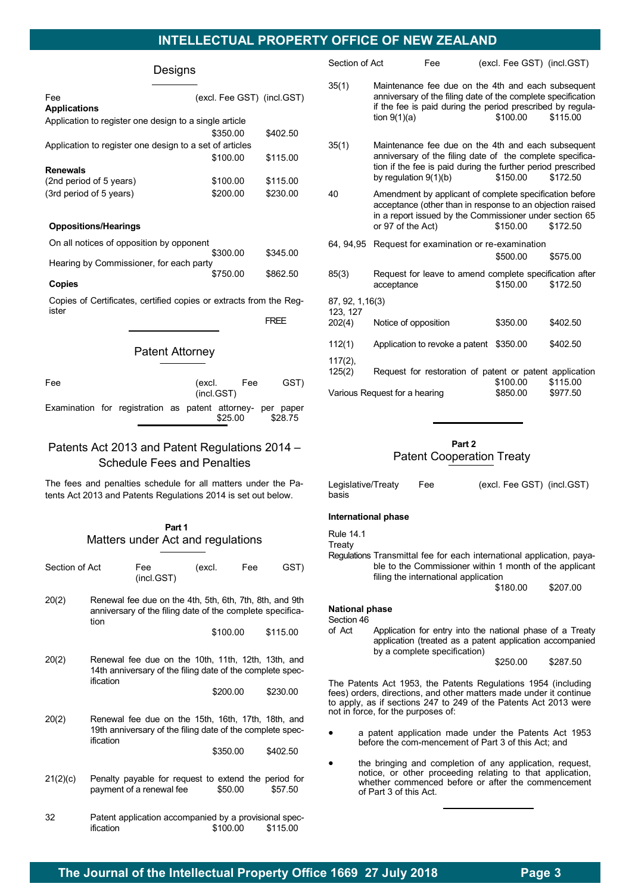## Designs

| Fee | (excl. Fee GST) | (incl.GST) |
|---|---|---|
| **Applications** | | |
| Application to register one design to a single article | $350.00 | $402.50 |
| Application to register one design to a set of articles | $100.00 | $115.00 |
| **Renewals** | | |
| (2nd period of 5 years) | $100.00 | $115.00 |
| (3rd period of 5 years) | $200.00 | $230.00 |
| **Oppositions/Hearings** | | |
| On all notices of opposition by opponent | $300.00 | $345.00 |
| Hearing by Commissioner, for each party | $750.00 | $862.50 |
| **Copies** | | |
| Copies of Certificates, certified copies or extracts from the Register | | FREE |

## Patent Attorney

| Fee | (excl. Fee GST) | (incl.GST) |
|---|---|---|
| Examination for registration as patent attorney- per paper | $25.00 | $28.75 |

## Patents Act 2013 and Patent Regulations 2014 – Schedule Fees and Penalties

The fees and penalties schedule for all matters under the Patents Act 2013 and Patents Regulations 2014 is set out below.

### Part 1
### Matters under Act and regulations

| Section of Act | Fee | (excl. Fee GST) | (incl.GST) |
|---|---|---|---|
| 20(2) | Renewal fee due on the 4th, 5th, 6th, 7th, 8th, and 9th anniversary of the filing date of the complete specification | $100.00 | $115.00 |
| 20(2) | Renewal fee due on the 10th, 11th, 12th, 13th, and 14th anniversary of the filing date of the complete specification | $200.00 | $230.00 |
| 20(2) | Renewal fee due on the 15th, 16th, 17th, 18th, and 19th anniversary of the filing date of the complete specification | $350.00 | $402.50 |
| 21(2)(c) | Penalty payable for request to extend the period for payment of a renewal fee | $50.00 | $57.50 |
| 32 | Patent application accompanied by a provisional specification | $100.00 | $115.00 |
| 35(1) | Maintenance fee due on the 4th and each subsequent anniversary of the filing date of the complete specification if the fee is paid during the period prescribed by regulation 9(1)(a) | $100.00 | $115.00 |
| 35(1) | Maintenance fee due on the 4th and each subsequent anniversary of the filing date of the complete specification if the fee is paid during the further period prescribed by regulation 9(1)(b) | $150.00 | $172.50 |
| 40 | Amendment by applicant of complete specification before acceptance (other than in response to an objection raised in a report issued by the Commissioner under section 65 or 97 of the Act) | $150.00 | $172.50 |
| 64, 94,95 | Request for examination or re-examination | $500.00 | $575.00 |
| 85(3) | Request for leave to amend complete specification after acceptance | $150.00 | $172.50 |
| 87, 92, 1,16(3) 123, 127 202(4) | Notice of opposition | $350.00 | $402.50 |
| 112(1) | Application to revoke a patent | $350.00 | $402.50 |
| 117(2), 125(2) | Request for restoration of patent or patent application | $100.00 | $115.00 |
| Various | Request for a hearing | $850.00 | $977.50 |

### Part 2
### Patent Cooperation Treaty

| Legislative/Treaty basis | Fee | (excl. Fee GST) | (incl.GST) |
|---|---|---|---|
| **International phase** | | | |
| Rule 14.1 Treaty Regulations | Transmittal fee for each international application, payable to the Commissioner within 1 month of the applicant filing the international application | $180.00 | $207.00 |
| **National phase** | | | |
| Section 46 of Act | Application for entry into the national phase of a Treaty application (treated as a patent application accompanied by a complete specification) | $250.00 | $287.50 |

The Patents Act 1953, the Patents Regulations 1954 (including fees) orders, directions, and other matters made under it continue to apply, as if sections 247 to 249 of the Patents Act 2013 were not in force, for the purposes of:

- a patent application made under the Patents Act 1953 before the com-mencement of Part 3 of this Act; and
- the bringing and completion of any application, request, notice, or other proceeding relating to that application, whether commenced before or after the commencement of Part 3 of this Act.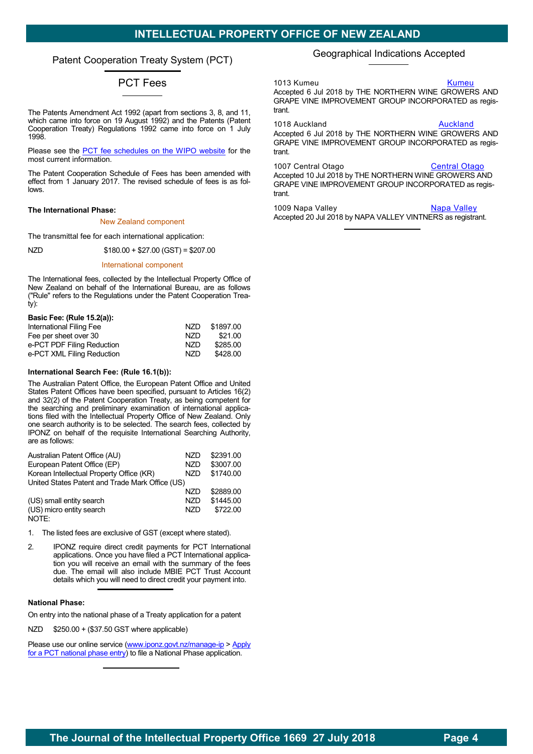## Patent Cooperation Treaty System (PCT)

### PCT Fees

The Patents Amendment Act 1992 (apart from sections 3, 8, and 11, which came into force on 19 August 1992) and the Patents (Patent Cooperation Treaty) Regulations 1992 came into force on 1 July 1998.

Please see the PCT fee schedules on the WIPO website for the most current information.

The Patent Cooperation Schedule of Fees has been amended with effect from 1 January 2017. The revised schedule of fees is as follows.

**The International Phase:**

New Zealand component

The transmittal fee for each international application:

NZD $180.00 + $27.00 (GST) = $207.00

International component

The International fees, collected by the Intellectual Property Office of New Zealand on behalf of the International Bureau, are as follows ("Rule" refers to the Regulations under the Patent Cooperation Treaty):

**Basic Fee: (Rule 15.2(a)):**

| | | |
|---|---|---|
| International Filing Fee | NZD | $1897.00 |
| Fee per sheet over 30 | NZD | $21.00 |
| e-PCT PDF Filing Reduction | NZD | $285.00 |
| e-PCT XML Filing Reduction | NZD | $428.00 |

**International Search Fee: (Rule 16.1(b)):**

The Australian Patent Office, the European Patent Office and United States Patent Offices have been specified, pursuant to Articles 16(2) and 32(2) of the Patent Cooperation Treaty, as being competent for the searching and preliminary examination of international applications filed with the Intellectual Property Office of New Zealand. Only one search authority is to be selected. The search fees, collected by IPONZ on behalf of the requisite International Searching Authority, are as follows:

| | | |
|---|---|---|
| Australian Patent Office (AU) | NZD | $2391.00 |
| European Patent Office (EP) | NZD | $3007.00 |
| Korean Intellectual Property Office (KR) | NZD | $1740.00 |
| United States Patent and Trade Mark Office (US) | NZD | $2889.00 |
| (US) small entity search | NZD | $1445.00 |
| (US) micro entity search | NZD | $722.00 |

NOTE:

1. The listed fees are exclusive of GST (except where stated).
2. IPONZ require direct credit payments for PCT International applications. Once you have filed a PCT International application you will receive an email with the summary of the fees due. The email will also include MBIE PCT Trust Account details which you will need to direct credit your payment into.

**National Phase:**

On entry into the national phase of a Treaty application for a patent

NZD $250.00 + ($37.50 GST where applicable)

Please use our online service (www.iponz.govt.nz/manage-ip > Apply for a PCT national phase entry) to file a National Phase application.

## Geographical Indications Accepted

1013 Kumeu — Kumeu
Accepted 6 Jul 2018 by THE NORTHERN WINE GROWERS AND GRAPE VINE IMPROVEMENT GROUP INCORPORATED as registrant.

1018 Auckland — Auckland
Accepted 6 Jul 2018 by THE NORTHERN WINE GROWERS AND GRAPE VINE IMPROVEMENT GROUP INCORPORATED as registrant.

1007 Central Otago — Central Otago
Accepted 10 Jul 2018 by THE NORTHERN WINE GROWERS AND GRAPE VINE IMPROVEMENT GROUP INCORPORATED as registrant.

1009 Napa Valley — Napa Valley
Accepted 20 Jul 2018 by NAPA VALLEY VINTNERS as registrant.